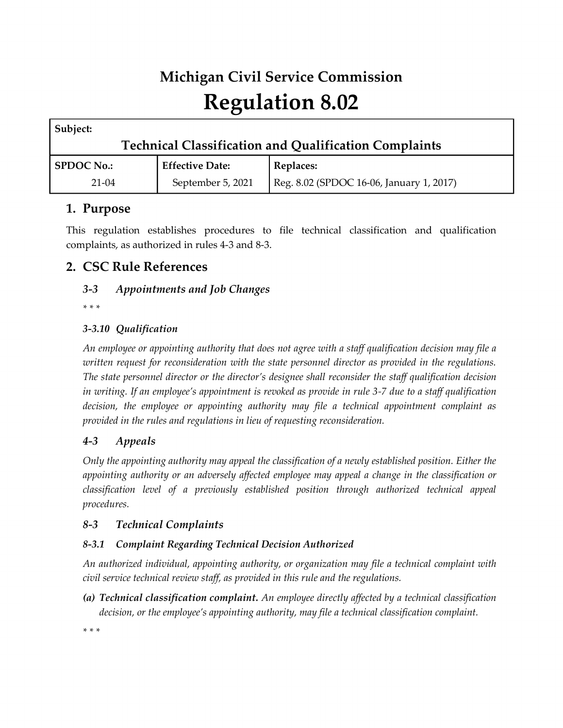# Michigan Civil Service Commission

# Regulation 8.02

| **Subject:** | | |
|---|---|---|
| **Technical Classification and Qualification Complaints** | | |
| **SPDOC No.:** | **Effective Date:** | **Replaces:** |
| 21-04 | September 5, 2021 | Reg. 8.02 (SPDOC 16-06, January 1, 2017) |

## 1. Purpose

This regulation establishes procedures to file technical classification and qualification complaints, as authorized in rules 4-3 and 8-3.

## 2. CSC Rule References

### *3-3 Appointments and Job Changes*

*\* \* \**

#### *3-3.10 Qualification*

*An employee or appointing authority that does not agree with a staff qualification decision may file a written request for reconsideration with the state personnel director as provided in the regulations. The state personnel director or the director's designee shall reconsider the staff qualification decision in writing. If an employee's appointment is revoked as provide in rule 3-7 due to a staff qualification decision, the employee or appointing authority may file a technical appointment complaint as provided in the rules and regulations in lieu of requesting reconsideration.*

### *4-3 Appeals*

*Only the appointing authority may appeal the classification of a newly established position. Either the appointing authority or an adversely affected employee may appeal a change in the classification or classification level of a previously established position through authorized technical appeal procedures.*

### *8-3 Technical Complaints*

#### *8-3.1 Complaint Regarding Technical Decision Authorized*

*An authorized individual, appointing authority, or organization may file a technical complaint with civil service technical review staff, as provided in this rule and the regulations.*

***(a) Technical classification complaint.*** *An employee directly affected by a technical classification decision, or the employee's appointing authority, may file a technical classification complaint.*

*\* \* \**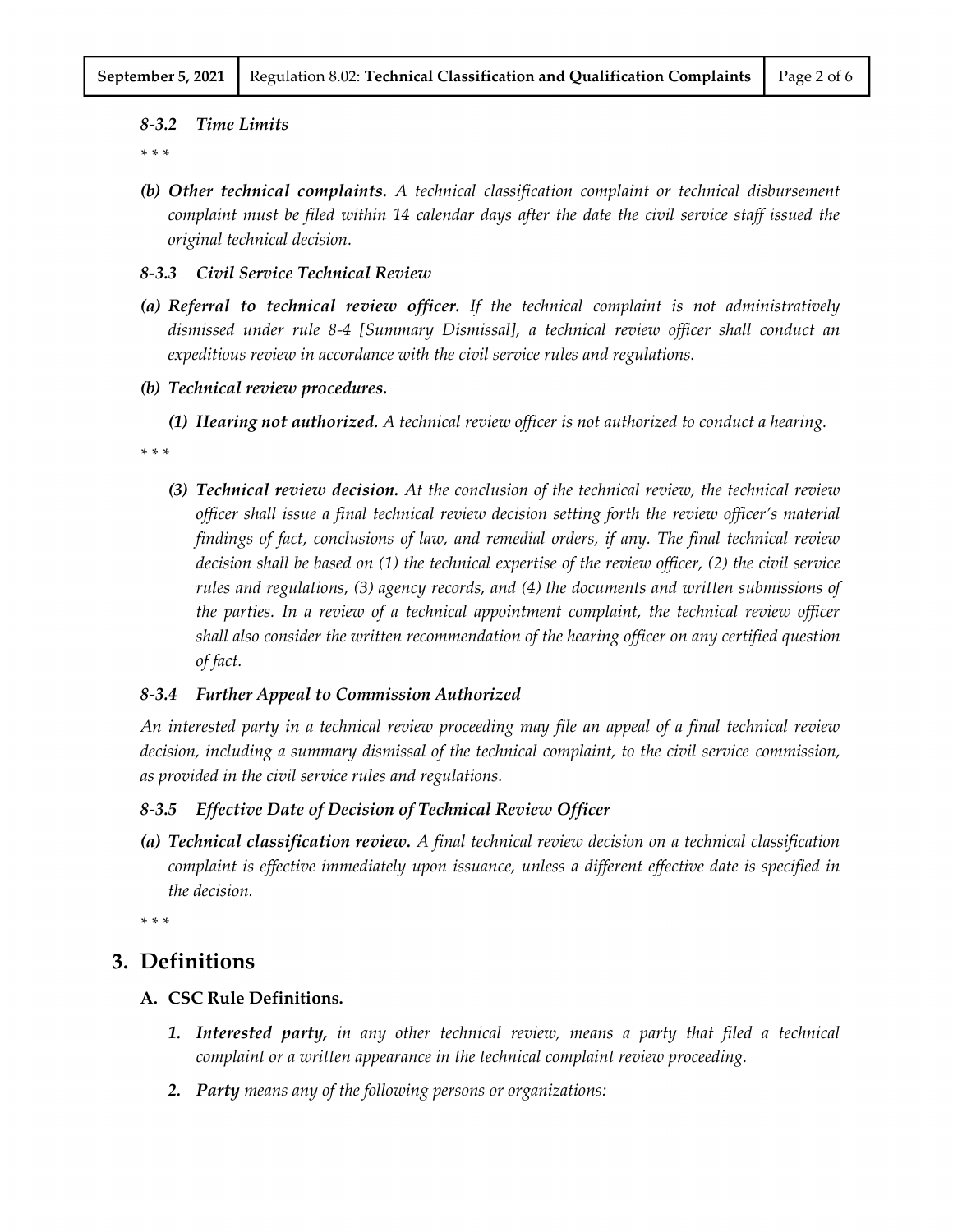#### *8-3.2 Time Limits*

\* \* \*

*(b)* ***Other technical complaints.*** *A technical classification complaint or technical disbursement complaint must be filed within 14 calendar days after the date the civil service staff issued the original technical decision.*

#### *8-3.3 Civil Service Technical Review*

*(a)* ***Referral to technical review officer.*** *If the technical complaint is not administratively dismissed under rule 8-4 [Summary Dismissal], a technical review officer shall conduct an expeditious review in accordance with the civil service rules and regulations.*

*(b)* ***Technical review procedures.***

*(1)* ***Hearing not authorized.*** *A technical review officer is not authorized to conduct a hearing.*

\* \* \*

*(3)* ***Technical review decision.*** *At the conclusion of the technical review, the technical review officer shall issue a final technical review decision setting forth the review officer's material findings of fact, conclusions of law, and remedial orders, if any. The final technical review decision shall be based on (1) the technical expertise of the review officer, (2) the civil service rules and regulations, (3) agency records, and (4) the documents and written submissions of the parties. In a review of a technical appointment complaint, the technical review officer shall also consider the written recommendation of the hearing officer on any certified question of fact.*

#### *8-3.4 Further Appeal to Commission Authorized*

*An interested party in a technical review proceeding may file an appeal of a final technical review decision, including a summary dismissal of the technical complaint, to the civil service commission, as provided in the civil service rules and regulations.*

#### *8-3.5 Effective Date of Decision of Technical Review Officer*

*(a)* ***Technical classification review.*** *A final technical review decision on a technical classification complaint is effective immediately upon issuance, unless a different effective date is specified in the decision.*

\* \* \*

## 3. Definitions

### A. CSC Rule Definitions.

1. ***Interested party,*** *in any other technical review, means a party that filed a technical complaint or a written appearance in the technical complaint review proceeding.*
2. ***Party*** *means any of the following persons or organizations:*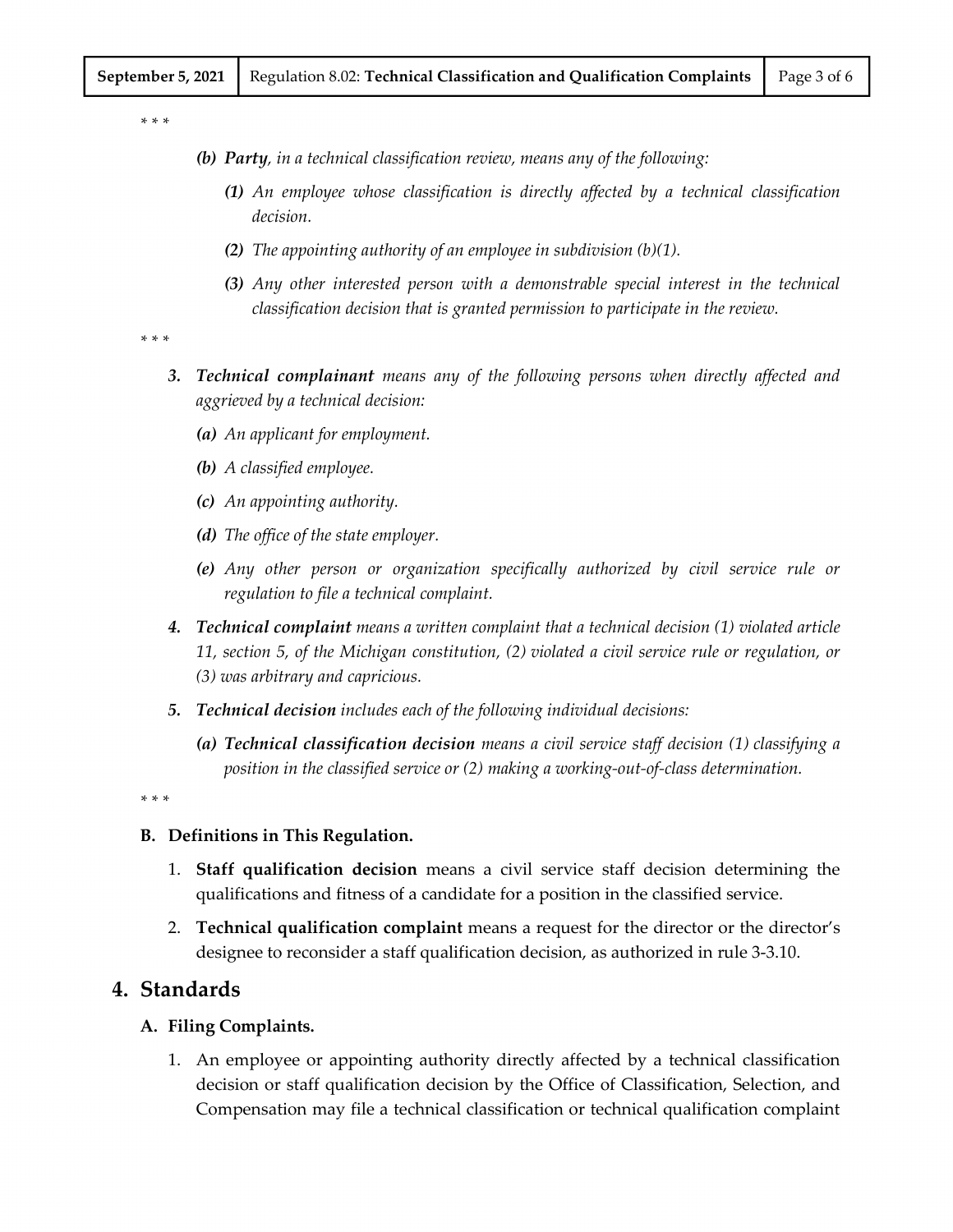\* \* \*

*(b)* ***Party****, in a technical classification review, means any of the following:*

*(1) An employee whose classification is directly affected by a technical classification decision.*

*(2) The appointing authority of an employee in subdivision (b)(1).*

*(3) Any other interested person with a demonstrable special interest in the technical classification decision that is granted permission to participate in the review.*

\* \* \*

*3.* ***Technical complainant*** *means any of the following persons when directly affected and aggrieved by a technical decision:*

*(a) An applicant for employment.*

*(b) A classified employee.*

*(c) An appointing authority.*

*(d) The office of the state employer.*

*(e) Any other person or organization specifically authorized by civil service rule or regulation to file a technical complaint.*

*4.* ***Technical complaint*** *means a written complaint that a technical decision (1) violated article 11, section 5, of the Michigan constitution, (2) violated a civil service rule or regulation, or (3) was arbitrary and capricious.*

*5.* ***Technical decision*** *includes each of the following individual decisions:*

*(a)* ***Technical classification decision*** *means a civil service staff decision (1) classifying a position in the classified service or (2) making a working-out-of-class determination.*

\* \* \*

**B. Definitions in This Regulation.**

1. **Staff qualification decision** means a civil service staff decision determining the qualifications and fitness of a candidate for a position in the classified service.
2. **Technical qualification complaint** means a request for the director or the director's designee to reconsider a staff qualification decision, as authorized in rule 3-3.10.

## 4. Standards

### A. Filing Complaints.

1. An employee or appointing authority directly affected by a technical classification decision or staff qualification decision by the Office of Classification, Selection, and Compensation may file a technical classification or technical qualification complaint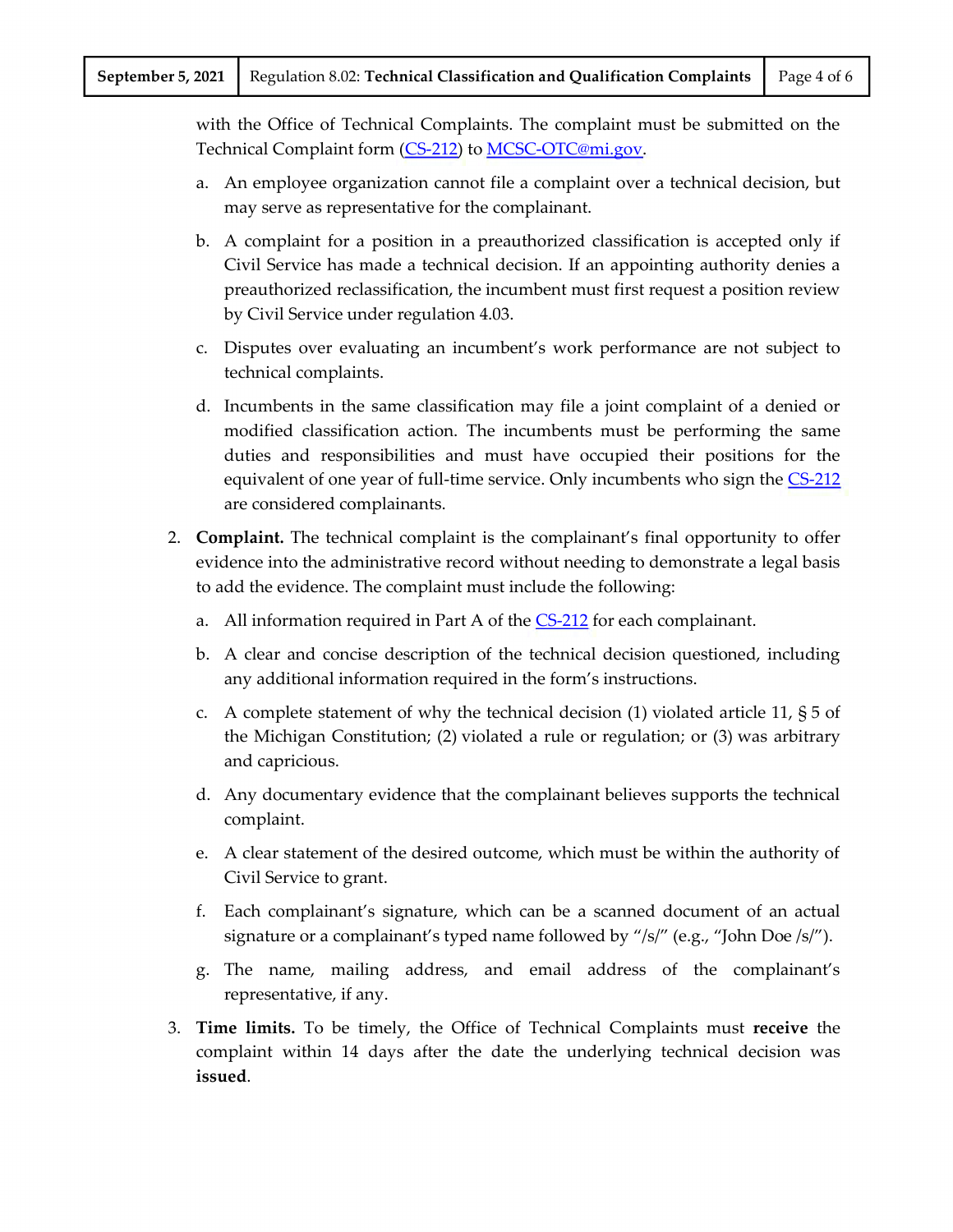with the Office of Technical Complaints. The complaint must be submitted on the Technical Complaint form (CS-212) to MCSC-OTC@mi.gov.

a. An employee organization cannot file a complaint over a technical decision, but may serve as representative for the complainant.

b. A complaint for a position in a preauthorized classification is accepted only if Civil Service has made a technical decision. If an appointing authority denies a preauthorized reclassification, the incumbent must first request a position review by Civil Service under regulation 4.03.

c. Disputes over evaluating an incumbent's work performance are not subject to technical complaints.

d. Incumbents in the same classification may file a joint complaint of a denied or modified classification action. The incumbents must be performing the same duties and responsibilities and must have occupied their positions for the equivalent of one year of full-time service. Only incumbents who sign the CS-212 are considered complainants.

2. **Complaint.** The technical complaint is the complainant's final opportunity to offer evidence into the administrative record without needing to demonstrate a legal basis to add the evidence. The complaint must include the following:

   a. All information required in Part A of the CS-212 for each complainant.

   b. A clear and concise description of the technical decision questioned, including any additional information required in the form's instructions.

   c. A complete statement of why the technical decision (1) violated article 11, § 5 of the Michigan Constitution; (2) violated a rule or regulation; or (3) was arbitrary and capricious.

   d. Any documentary evidence that the complainant believes supports the technical complaint.

   e. A clear statement of the desired outcome, which must be within the authority of Civil Service to grant.

   f. Each complainant's signature, which can be a scanned document of an actual signature or a complainant's typed name followed by "/s/" (e.g., "John Doe /s/").

   g. The name, mailing address, and email address of the complainant's representative, if any.

3. **Time limits.** To be timely, the Office of Technical Complaints must **receive** the complaint within 14 days after the date the underlying technical decision was **issued**.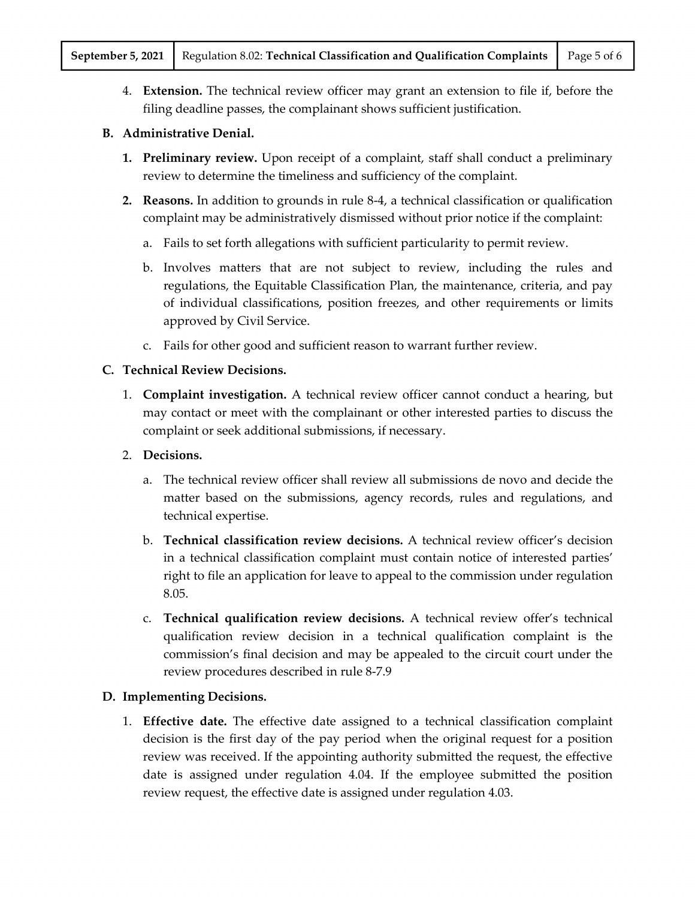4. **Extension.** The technical review officer may grant an extension to file if, before the filing deadline passes, the complainant shows sufficient justification.

**B. Administrative Denial.**

1. **Preliminary review.** Upon receipt of a complaint, staff shall conduct a preliminary review to determine the timeliness and sufficiency of the complaint.

2. **Reasons.** In addition to grounds in rule 8-4, a technical classification or qualification complaint may be administratively dismissed without prior notice if the complaint:

   a. Fails to set forth allegations with sufficient particularity to permit review.

   b. Involves matters that are not subject to review, including the rules and regulations, the Equitable Classification Plan, the maintenance, criteria, and pay of individual classifications, position freezes, and other requirements or limits approved by Civil Service.

   c. Fails for other good and sufficient reason to warrant further review.

**C. Technical Review Decisions.**

1. **Complaint investigation.** A technical review officer cannot conduct a hearing, but may contact or meet with the complainant or other interested parties to discuss the complaint or seek additional submissions, if necessary.

2. **Decisions.**

   a. The technical review officer shall review all submissions de novo and decide the matter based on the submissions, agency records, rules and regulations, and technical expertise.

   b. **Technical classification review decisions.** A technical review officer's decision in a technical classification complaint must contain notice of interested parties' right to file an application for leave to appeal to the commission under regulation 8.05.

   c. **Technical qualification review decisions.** A technical review offer's technical qualification review decision in a technical qualification complaint is the commission's final decision and may be appealed to the circuit court under the review procedures described in rule 8-7.9

**D. Implementing Decisions.**

1. **Effective date.** The effective date assigned to a technical classification complaint decision is the first day of the pay period when the original request for a position review was received. If the appointing authority submitted the request, the effective date is assigned under regulation 4.04. If the employee submitted the position review request, the effective date is assigned under regulation 4.03.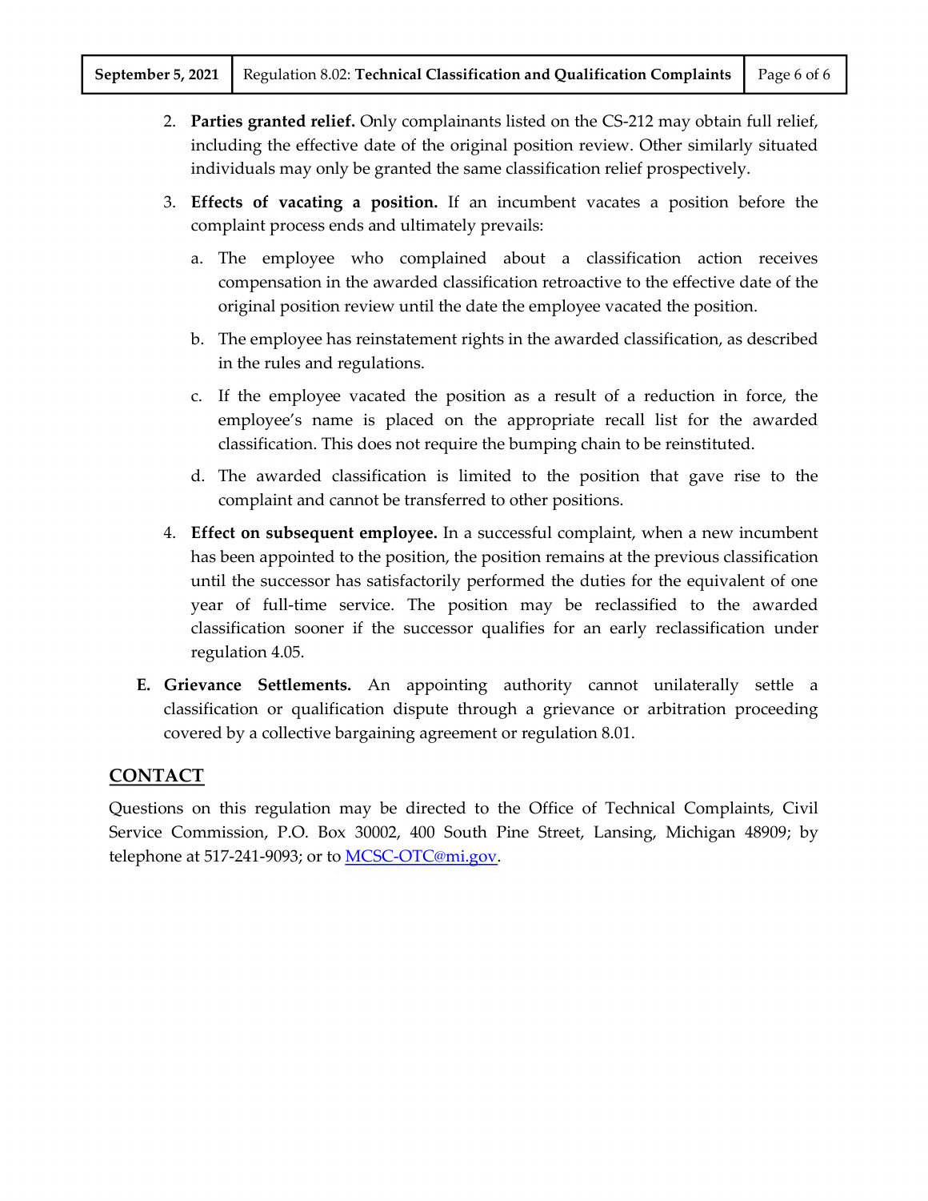2. **Parties granted relief.** Only complainants listed on the CS-212 may obtain full relief, including the effective date of the original position review. Other similarly situated individuals may only be granted the same classification relief prospectively.

3. **Effects of vacating a position.** If an incumbent vacates a position before the complaint process ends and ultimately prevails:

   a. The employee who complained about a classification action receives compensation in the awarded classification retroactive to the effective date of the original position review until the date the employee vacated the position.

   b. The employee has reinstatement rights in the awarded classification, as described in the rules and regulations.

   c. If the employee vacated the position as a result of a reduction in force, the employee's name is placed on the appropriate recall list for the awarded classification. This does not require the bumping chain to be reinstituted.

   d. The awarded classification is limited to the position that gave rise to the complaint and cannot be transferred to other positions.

4. **Effect on subsequent employee.** In a successful complaint, when a new incumbent has been appointed to the position, the position remains at the previous classification until the successor has satisfactorily performed the duties for the equivalent of one year of full-time service. The position may be reclassified to the awarded classification sooner if the successor qualifies for an early reclassification under regulation 4.05.

**E. Grievance Settlements.** An appointing authority cannot unilaterally settle a classification or qualification dispute through a grievance or arbitration proceeding covered by a collective bargaining agreement or regulation 8.01.

## CONTACT

Questions on this regulation may be directed to the Office of Technical Complaints, Civil Service Commission, P.O. Box 30002, 400 South Pine Street, Lansing, Michigan 48909; by telephone at 517-241-9093; or to MCSC-OTC@mi.gov.